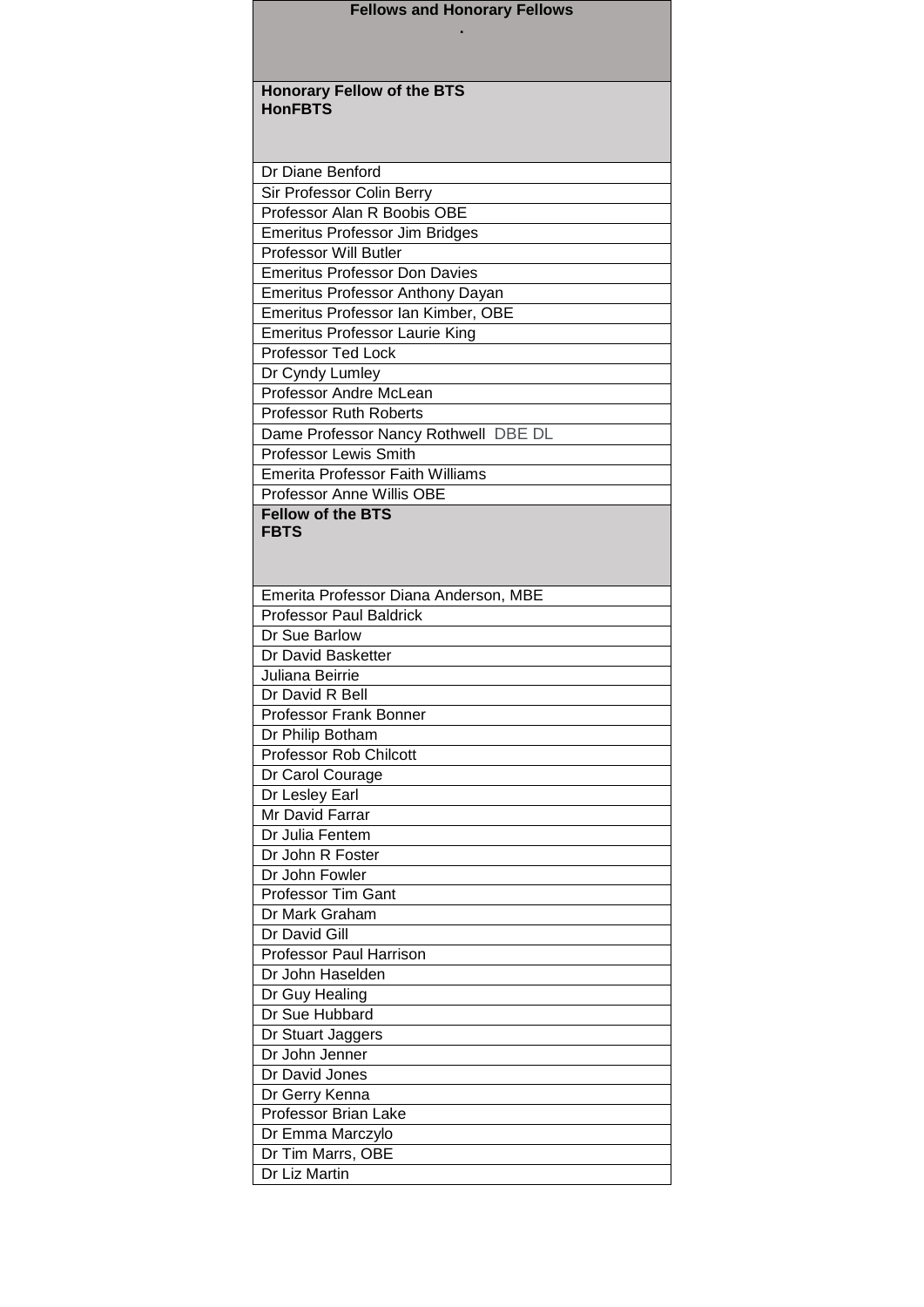| Fellows and Honorary Fellows<br>. |
|---|
| **Honorary Fellow of the BTS**<br>**HonFBTS** |
| Dr Diane Benford |
| Sir Professor Colin Berry |
| Professor Alan R Boobis OBE |
| Emeritus Professor Jim Bridges |
| Professor Will Butler |
| Emeritus Professor Don Davies |
| Emeritus Professor Anthony Dayan |
| Emeritus Professor Ian Kimber, OBE |
| Emeritus Professor Laurie King |
| Professor Ted Lock |
| Dr Cyndy Lumley |
| Professor Andre McLean |
| Professor Ruth Roberts |
| Dame Professor Nancy Rothwell DBE DL |
| Professor Lewis Smith |
| Emerita Professor Faith Williams |
| Professor Anne Willis OBE |
| **Fellow of the BTS**<br>**FBTS** |
| Emerita Professor Diana Anderson, MBE |
| Professor Paul Baldrick |
| Dr Sue Barlow |
| Dr David Basketter |
| Juliana Beirrie |
| Dr David R Bell |
| Professor Frank Bonner |
| Dr Philip Botham |
| Professor Rob Chilcott |
| Dr Carol Courage |
| Dr Lesley Earl |
| Mr David Farrar |
| Dr Julia Fentem |
| Dr John R Foster |
| Dr John Fowler |
| Professor Tim Gant |
| Dr Mark Graham |
| Dr David Gill |
| Professor Paul Harrison |
| Dr John Haselden |
| Dr Guy Healing |
| Dr Sue Hubbard |
| Dr Stuart Jaggers |
| Dr John Jenner |
| Dr David Jones |
| Dr Gerry Kenna |
| Professor Brian Lake |
| Dr Emma Marczylo |
| Dr Tim Marrs, OBE |
| Dr Liz Martin |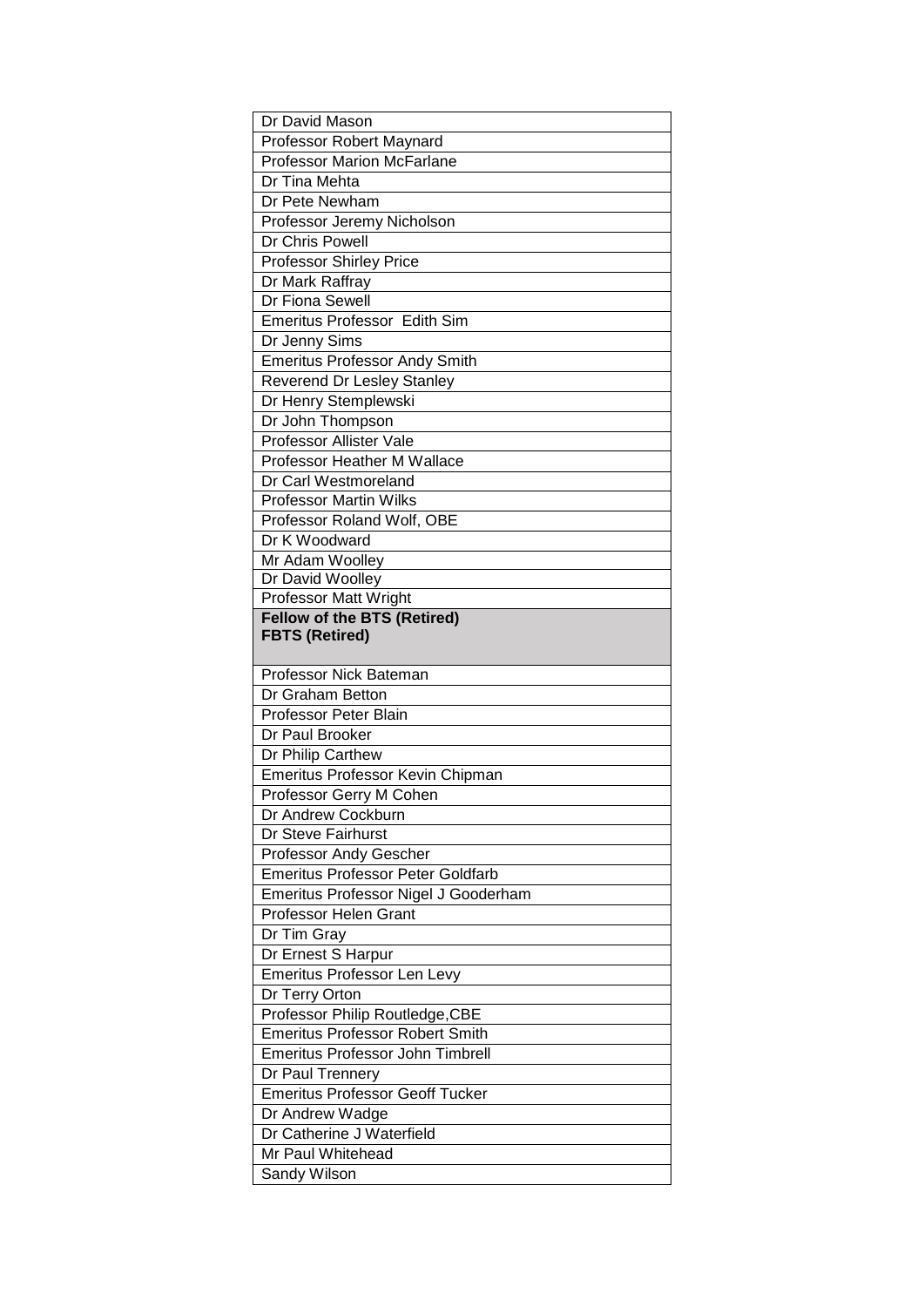| Dr David Mason |
|---|
| Professor Robert Maynard |
| Professor Marion McFarlane |
| Dr Tina Mehta |
| Dr Pete Newham |
| Professor Jeremy Nicholson |
| Dr Chris Powell |
| Professor Shirley Price |
| Dr Mark Raffray |
| Dr Fiona Sewell |
| Emeritus Professor Edith Sim |
| Dr Jenny Sims |
| Emeritus Professor Andy Smith |
| Reverend Dr Lesley Stanley |
| Dr Henry Stemplewski |
| Dr John Thompson |
| Professor Allister Vale |
| Professor Heather M Wallace |
| Dr Carl Westmoreland |
| Professor Martin Wilks |
| Professor Roland Wolf, OBE |
| Dr K Woodward |
| Mr Adam Woolley |
| Dr David Woolley |
| Professor Matt Wright |
| **Fellow of the BTS (Retired) FBTS (Retired)** |
| Professor Nick Bateman |
| Dr Graham Betton |
| Professor Peter Blain |
| Dr Paul Brooker |
| Dr Philip Carthew |
| Emeritus Professor Kevin Chipman |
| Professor Gerry M Cohen |
| Dr Andrew Cockburn |
| Dr Steve Fairhurst |
| Professor Andy Gescher |
| Emeritus Professor Peter Goldfarb |
| Emeritus Professor Nigel J Gooderham |
| Professor Helen Grant |
| Dr Tim Gray |
| Dr Ernest S Harpur |
| Emeritus Professor Len Levy |
| Dr Terry Orton |
| Professor Philip Routledge,CBE |
| Emeritus Professor Robert Smith |
| Emeritus Professor John Timbrell |
| Dr Paul Trennery |
| Emeritus Professor Geoff Tucker |
| Dr Andrew Wadge |
| Dr Catherine J Waterfield |
| Mr Paul Whitehead |
| Sandy Wilson |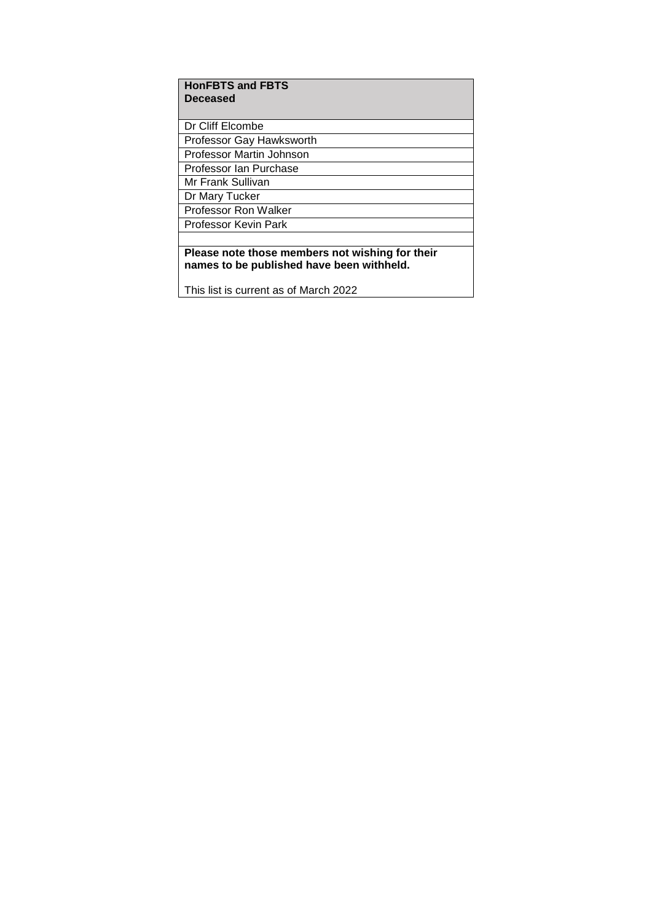| **HonFBTS and FBTS Deceased** |
| --- |
| Dr Cliff Elcombe |
| Professor Gay Hawksworth |
| Professor Martin Johnson |
| Professor Ian Purchase |
| Mr Frank Sullivan |
| Dr Mary Tucker |
| Professor Ron Walker |
| Professor Kevin Park |
| |
| **Please note those members not wishing for their names to be published have been withheld.** This list is current as of March 2022 |